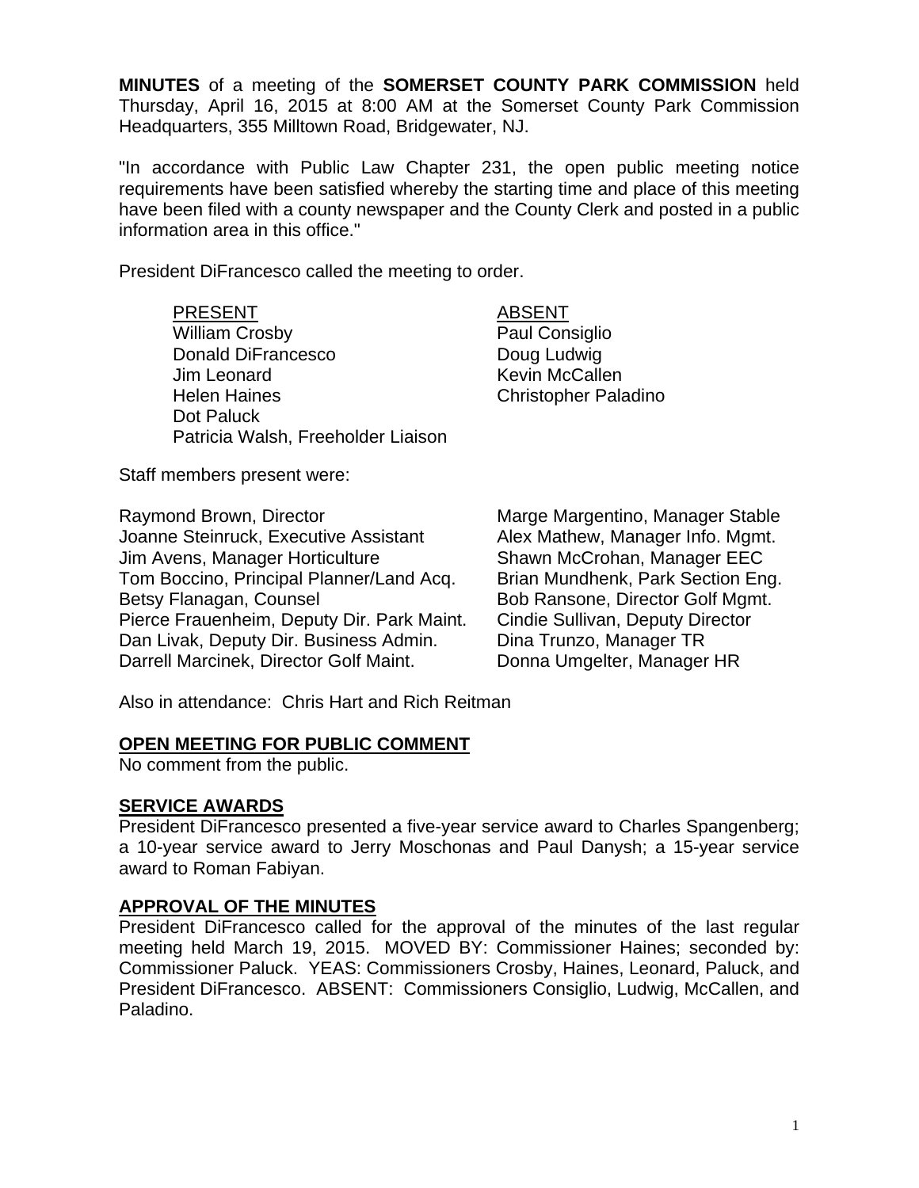**MINUTES** of a meeting of the **SOMERSET COUNTY PARK COMMISSION** held Thursday, April 16, 2015 at 8:00 AM at the Somerset County Park Commission Headquarters, 355 Milltown Road, Bridgewater, NJ.

"In accordance with Public Law Chapter 231, the open public meeting notice requirements have been satisfied whereby the starting time and place of this meeting have been filed with a county newspaper and the County Clerk and posted in a public information area in this office."

President DiFrancesco called the meeting to order.

| PRESENT | ABSENT |
|---|---|
| William Crosby | Paul Consiglio |
| Donald DiFrancesco | Doug Ludwig |
| Jim Leonard | Kevin McCallen |
| Helen Haines | Christopher Paladino |
| Dot Paluck | |
| Patricia Walsh, Freeholder Liaison | |

Staff members present were:

| | |
|---|---|
| Raymond Brown, Director | Marge Margentino, Manager Stable |
| Joanne Steinruck, Executive Assistant | Alex Mathew, Manager Info. Mgmt. |
| Jim Avens, Manager Horticulture | Shawn McCrohan, Manager EEC |
| Tom Boccino, Principal Planner/Land Acq. | Brian Mundhenk, Park Section Eng. |
| Betsy Flanagan, Counsel | Bob Ransone, Director Golf Mgmt. |
| Pierce Frauenheim, Deputy Dir. Park Maint. | Cindie Sullivan, Deputy Director |
| Dan Livak, Deputy Dir. Business Admin. | Dina Trunzo, Manager TR |
| Darrell Marcinek, Director Golf Maint. | Donna Umgelter, Manager HR |

Also in attendance: Chris Hart and Rich Reitman

## OPEN MEETING FOR PUBLIC COMMENT

No comment from the public.

## SERVICE AWARDS

President DiFrancesco presented a five-year service award to Charles Spangenberg; a 10-year service award to Jerry Moschonas and Paul Danysh; a 15-year service award to Roman Fabiyan.

## APPROVAL OF THE MINUTES

President DiFrancesco called for the approval of the minutes of the last regular meeting held March 19, 2015. MOVED BY: Commissioner Haines; seconded by: Commissioner Paluck. YEAS: Commissioners Crosby, Haines, Leonard, Paluck, and President DiFrancesco. ABSENT: Commissioners Consiglio, Ludwig, McCallen, and Paladino.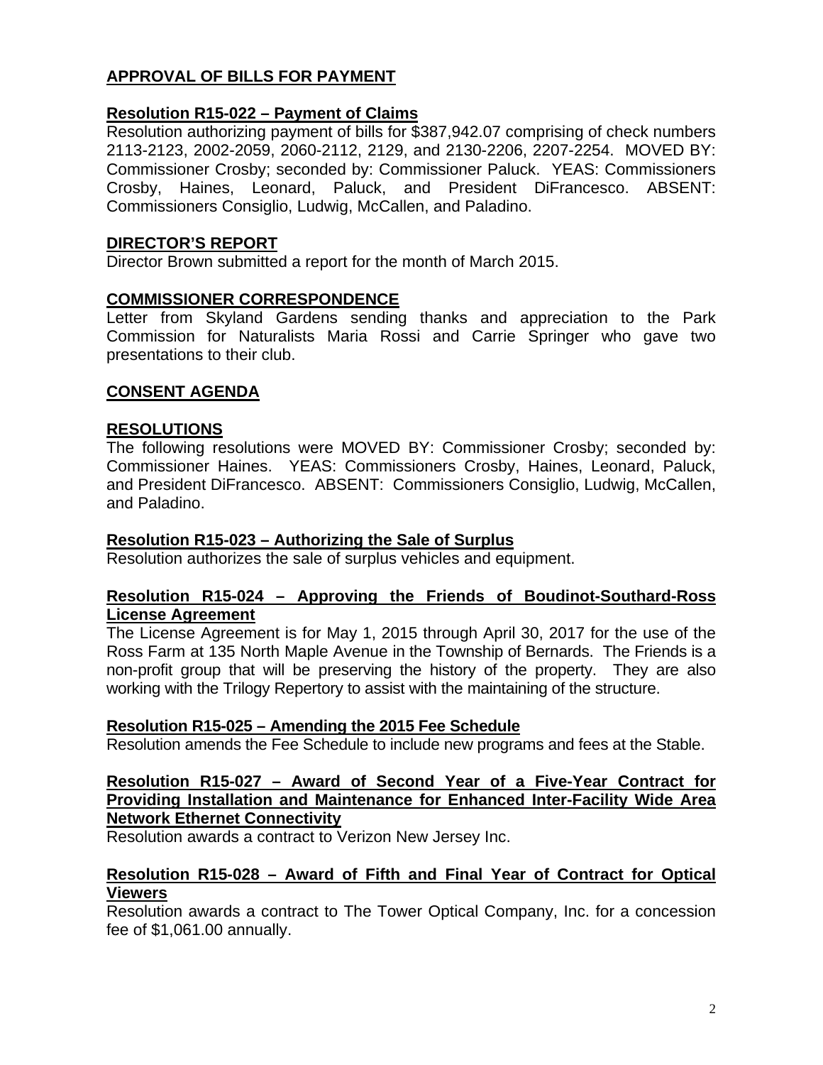## APPROVAL OF BILLS FOR PAYMENT

### Resolution R15-022 – Payment of Claims

Resolution authorizing payment of bills for $387,942.07 comprising of check numbers 2113-2123, 2002-2059, 2060-2112, 2129, and 2130-2206, 2207-2254. MOVED BY: Commissioner Crosby; seconded by: Commissioner Paluck. YEAS: Commissioners Crosby, Haines, Leonard, Paluck, and President DiFrancesco. ABSENT: Commissioners Consiglio, Ludwig, McCallen, and Paladino.

## DIRECTOR'S REPORT

Director Brown submitted a report for the month of March 2015.

## COMMISSIONER CORRESPONDENCE

Letter from Skyland Gardens sending thanks and appreciation to the Park Commission for Naturalists Maria Rossi and Carrie Springer who gave two presentations to their club.

## CONSENT AGENDA

## RESOLUTIONS

The following resolutions were MOVED BY: Commissioner Crosby; seconded by: Commissioner Haines. YEAS: Commissioners Crosby, Haines, Leonard, Paluck, and President DiFrancesco. ABSENT: Commissioners Consiglio, Ludwig, McCallen, and Paladino.

### Resolution R15-023 – Authorizing the Sale of Surplus

Resolution authorizes the sale of surplus vehicles and equipment.

### Resolution R15-024 – Approving the Friends of Boudinot-Southard-Ross License Agreement

The License Agreement is for May 1, 2015 through April 30, 2017 for the use of the Ross Farm at 135 North Maple Avenue in the Township of Bernards. The Friends is a non-profit group that will be preserving the history of the property. They are also working with the Trilogy Repertory to assist with the maintaining of the structure.

### Resolution R15-025 – Amending the 2015 Fee Schedule

Resolution amends the Fee Schedule to include new programs and fees at the Stable.

### Resolution R15-027 – Award of Second Year of a Five-Year Contract for Providing Installation and Maintenance for Enhanced Inter-Facility Wide Area Network Ethernet Connectivity

Resolution awards a contract to Verizon New Jersey Inc.

### Resolution R15-028 – Award of Fifth and Final Year of Contract for Optical Viewers

Resolution awards a contract to The Tower Optical Company, Inc. for a concession fee of $1,061.00 annually.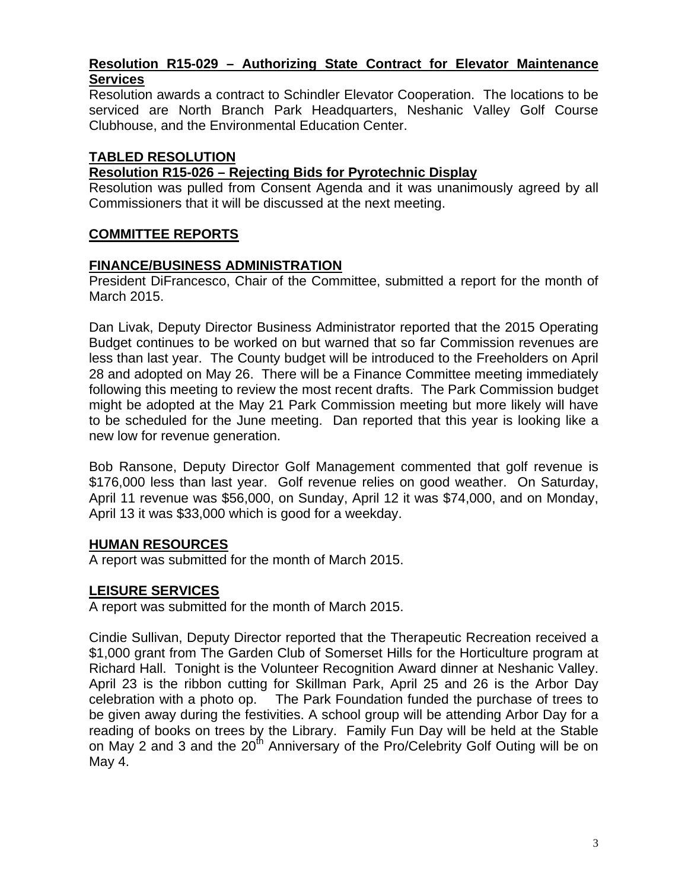**Resolution R15-029 – Authorizing State Contract for Elevator Maintenance Services**

Resolution awards a contract to Schindler Elevator Cooperation. The locations to be serviced are North Branch Park Headquarters, Neshanic Valley Golf Course Clubhouse, and the Environmental Education Center.

**TABLED RESOLUTION**

**Resolution R15-026 – Rejecting Bids for Pyrotechnic Display**

Resolution was pulled from Consent Agenda and it was unanimously agreed by all Commissioners that it will be discussed at the next meeting.

## COMMITTEE REPORTS

### FINANCE/BUSINESS ADMINISTRATION

President DiFrancesco, Chair of the Committee, submitted a report for the month of March 2015.

Dan Livak, Deputy Director Business Administrator reported that the 2015 Operating Budget continues to be worked on but warned that so far Commission revenues are less than last year. The County budget will be introduced to the Freeholders on April 28 and adopted on May 26. There will be a Finance Committee meeting immediately following this meeting to review the most recent drafts. The Park Commission budget might be adopted at the May 21 Park Commission meeting but more likely will have to be scheduled for the June meeting. Dan reported that this year is looking like a new low for revenue generation.

Bob Ransone, Deputy Director Golf Management commented that golf revenue is $176,000 less than last year. Golf revenue relies on good weather. On Saturday, April 11 revenue was $56,000, on Sunday, April 12 it was $74,000, and on Monday, April 13 it was $33,000 which is good for a weekday.

### HUMAN RESOURCES

A report was submitted for the month of March 2015.

### LEISURE SERVICES

A report was submitted for the month of March 2015.

Cindie Sullivan, Deputy Director reported that the Therapeutic Recreation received a $1,000 grant from The Garden Club of Somerset Hills for the Horticulture program at Richard Hall. Tonight is the Volunteer Recognition Award dinner at Neshanic Valley. April 23 is the ribbon cutting for Skillman Park, April 25 and 26 is the Arbor Day celebration with a photo op. The Park Foundation funded the purchase of trees to be given away during the festivities. A school group will be attending Arbor Day for a reading of books on trees by the Library. Family Fun Day will be held at the Stable on May 2 and 3 and the 20th Anniversary of the Pro/Celebrity Golf Outing will be on May 4.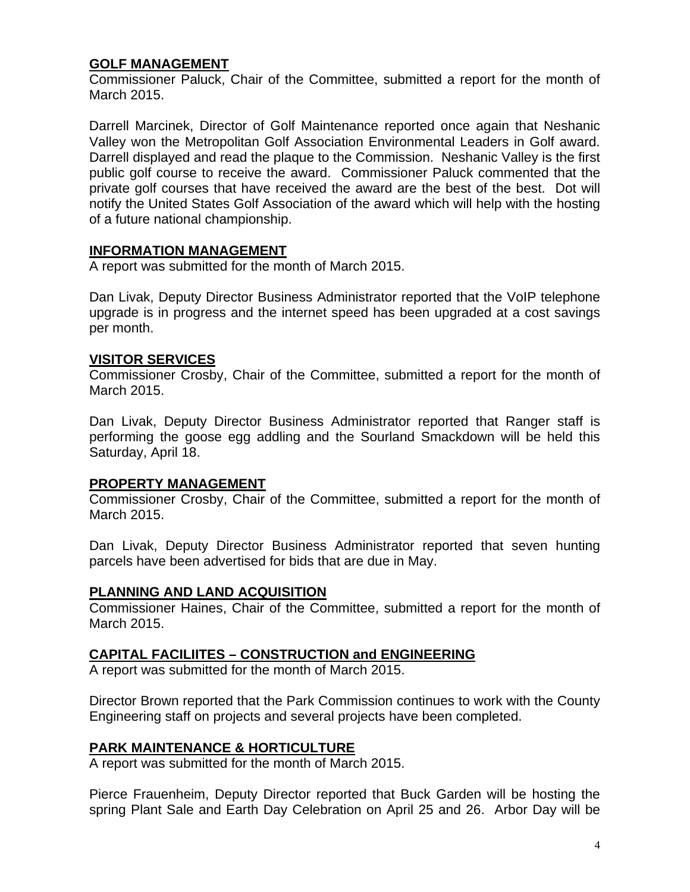**GOLF MANAGEMENT**

Commissioner Paluck, Chair of the Committee, submitted a report for the month of March 2015.

Darrell Marcinek, Director of Golf Maintenance reported once again that Neshanic Valley won the Metropolitan Golf Association Environmental Leaders in Golf award. Darrell displayed and read the plaque to the Commission. Neshanic Valley is the first public golf course to receive the award. Commissioner Paluck commented that the private golf courses that have received the award are the best of the best. Dot will notify the United States Golf Association of the award which will help with the hosting of a future national championship.

**INFORMATION MANAGEMENT**

A report was submitted for the month of March 2015.

Dan Livak, Deputy Director Business Administrator reported that the VoIP telephone upgrade is in progress and the internet speed has been upgraded at a cost savings per month.

**VISITOR SERVICES**

Commissioner Crosby, Chair of the Committee, submitted a report for the month of March 2015.

Dan Livak, Deputy Director Business Administrator reported that Ranger staff is performing the goose egg addling and the Sourland Smackdown will be held this Saturday, April 18.

**PROPERTY MANAGEMENT**

Commissioner Crosby, Chair of the Committee, submitted a report for the month of March 2015.

Dan Livak, Deputy Director Business Administrator reported that seven hunting parcels have been advertised for bids that are due in May.

**PLANNING AND LAND ACQUISITION**

Commissioner Haines, Chair of the Committee, submitted a report for the month of March 2015.

**CAPITAL FACILIITES – CONSTRUCTION and ENGINEERING**

A report was submitted for the month of March 2015.

Director Brown reported that the Park Commission continues to work with the County Engineering staff on projects and several projects have been completed.

**PARK MAINTENANCE & HORTICULTURE**

A report was submitted for the month of March 2015.

Pierce Frauenheim, Deputy Director reported that Buck Garden will be hosting the spring Plant Sale and Earth Day Celebration on April 25 and 26. Arbor Day will be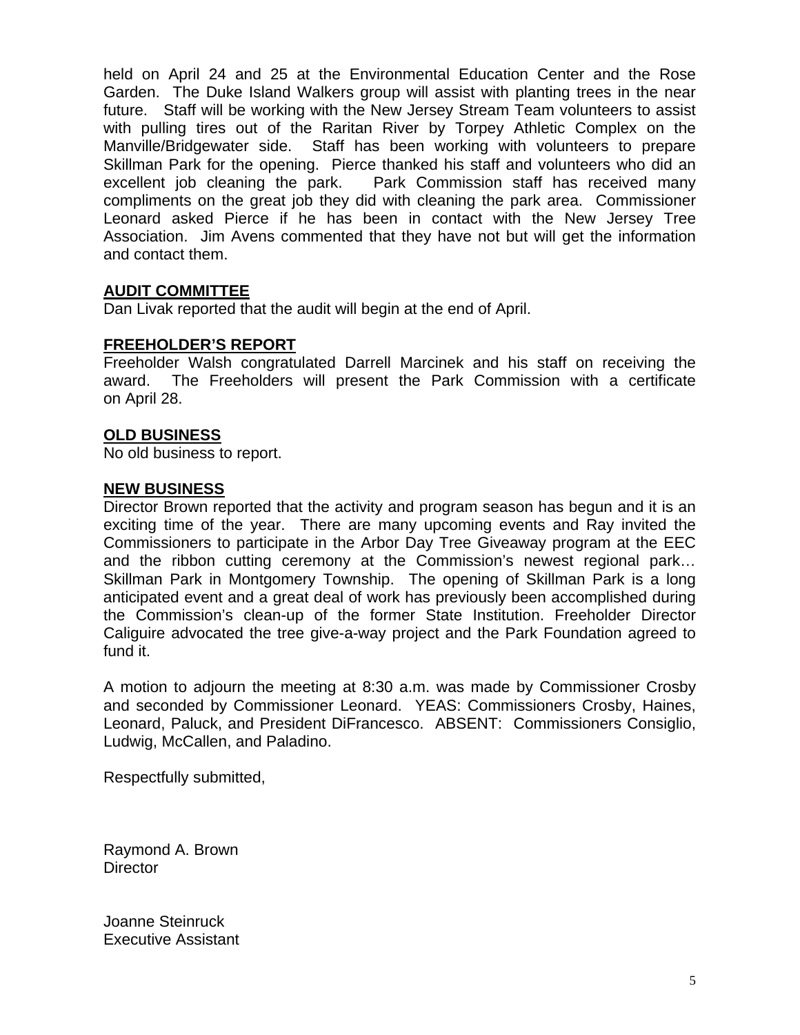held on April 24 and 25 at the Environmental Education Center and the Rose Garden. The Duke Island Walkers group will assist with planting trees in the near future. Staff will be working with the New Jersey Stream Team volunteers to assist with pulling tires out of the Raritan River by Torpey Athletic Complex on the Manville/Bridgewater side. Staff has been working with volunteers to prepare Skillman Park for the opening. Pierce thanked his staff and volunteers who did an excellent job cleaning the park. Park Commission staff has received many compliments on the great job they did with cleaning the park area. Commissioner Leonard asked Pierce if he has been in contact with the New Jersey Tree Association. Jim Avens commented that they have not but will get the information and contact them.

**AUDIT COMMITTEE**

Dan Livak reported that the audit will begin at the end of April.

**FREEHOLDER'S REPORT**

Freeholder Walsh congratulated Darrell Marcinek and his staff on receiving the award. The Freeholders will present the Park Commission with a certificate on April 28.

**OLD BUSINESS**

No old business to report.

**NEW BUSINESS**

Director Brown reported that the activity and program season has begun and it is an exciting time of the year. There are many upcoming events and Ray invited the Commissioners to participate in the Arbor Day Tree Giveaway program at the EEC and the ribbon cutting ceremony at the Commission's newest regional park… Skillman Park in Montgomery Township. The opening of Skillman Park is a long anticipated event and a great deal of work has previously been accomplished during the Commission's clean-up of the former State Institution. Freeholder Director Caliguire advocated the tree give-a-way project and the Park Foundation agreed to fund it.

A motion to adjourn the meeting at 8:30 a.m. was made by Commissioner Crosby and seconded by Commissioner Leonard. YEAS: Commissioners Crosby, Haines, Leonard, Paluck, and President DiFrancesco. ABSENT: Commissioners Consiglio, Ludwig, McCallen, and Paladino.

Respectfully submitted,

Raymond A. Brown
Director

Joanne Steinruck
Executive Assistant